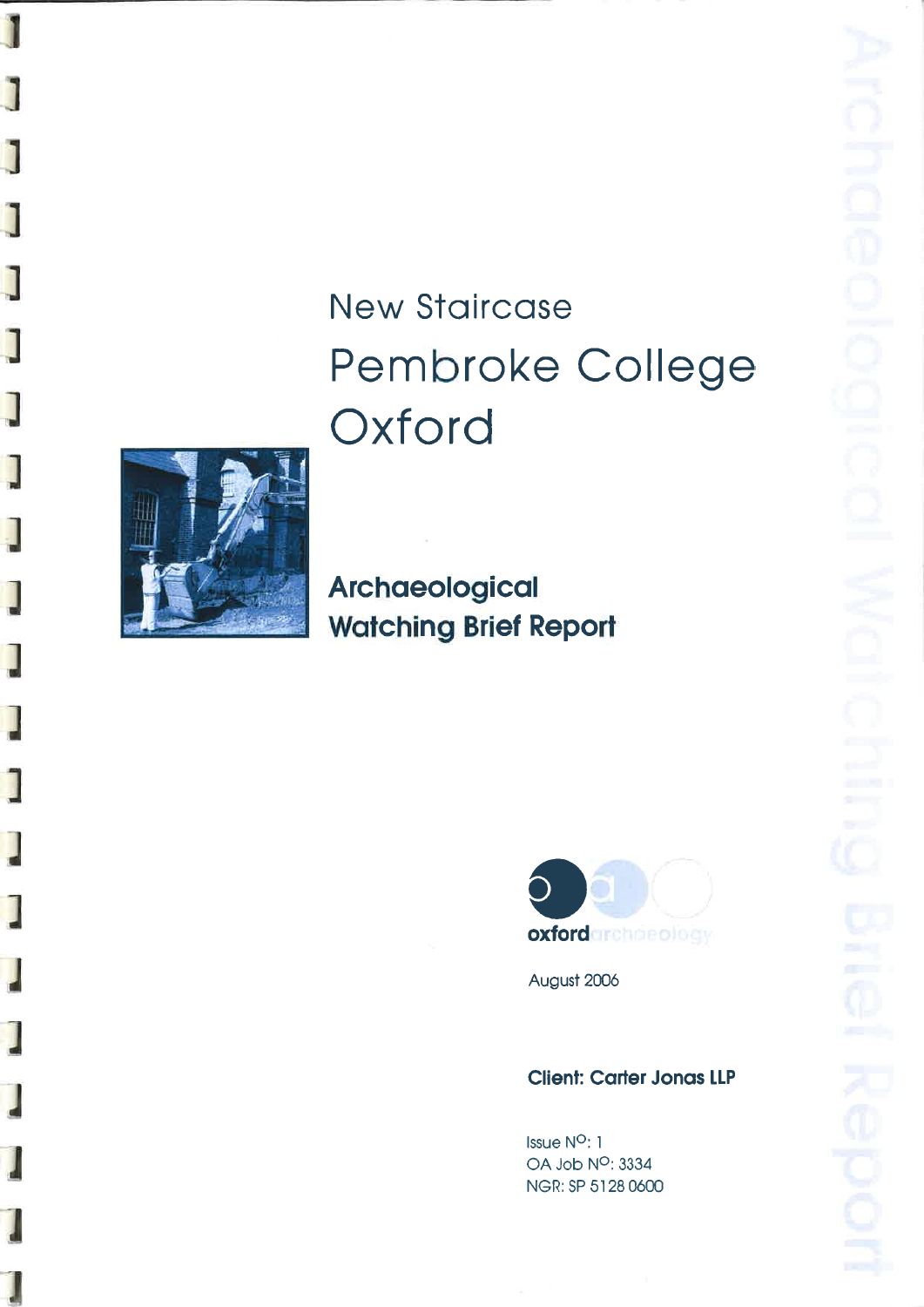# New Staircase

# Pembroke College Oxford

## Archaeological Watching Brief Report

oxford archaeology

August 2006

**Client: Carter Jonas LLP**

Issue N^O^: 1
OA Job N^O^: 3334
NGR: SP 5128 0600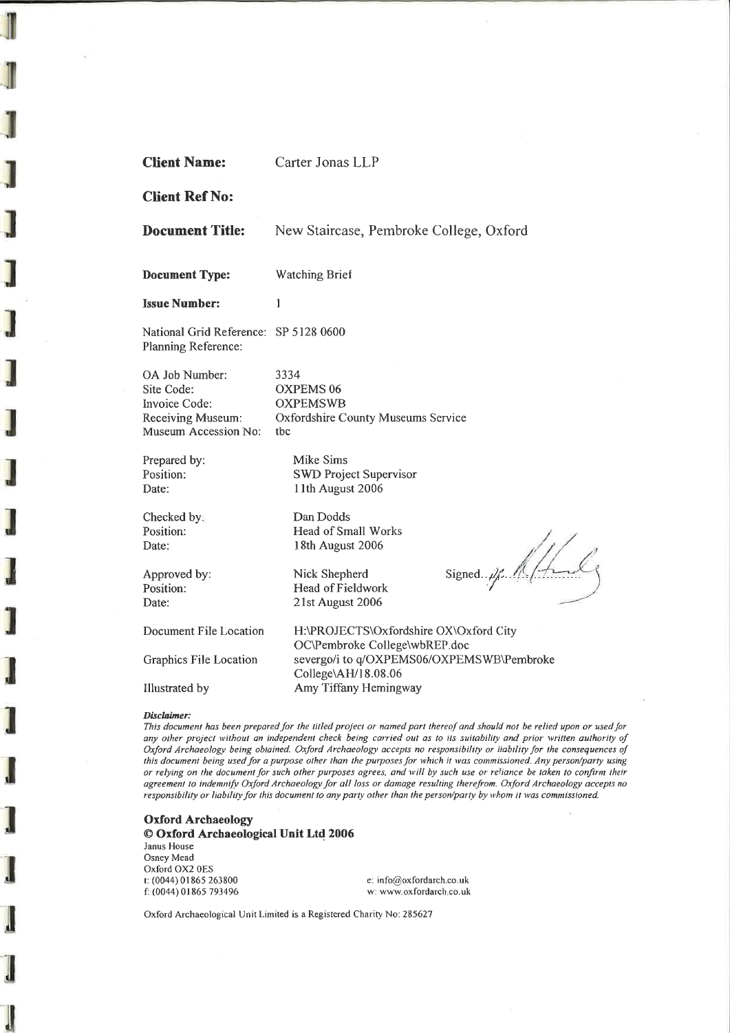**Client Name:** Carter Jonas LLP

**Client Ref No:**

**Document Title:** New Staircase, Pembroke College, Oxford

**Document Type:** Watching Brief

**Issue Number:** 1

National Grid Reference: SP 5128 0600
Planning Reference:

OA Job Number: 3334
Site Code: OXPEMS 06
Invoice Code: OXPEMSWB
Receiving Museum: Oxfordshire County Museums Service
Museum Accession No: tbc

Prepared by: Mike Sims
Position: SWD Project Supervisor
Date: 11th August 2006

Checked by: Dan Dodds
Position: Head of Small Works
Date: 18th August 2006

Approved by: Nick Shepherd
Position: Head of Fieldwork
Date: 21st August 2006

Signed...

Document File Location: H:\PROJECTS\Oxfordshire OX\Oxford City OC\Pembroke College\wbREP.doc

Graphics File Location: severgo/i to q/OXPEMS06/OXPEMSWB\Pembroke College\AH/18.08.06

Illustrated by: Amy Tiffany Hemingway

***Disclaimer:***

*This document has been prepared for the titled project or named part thereof and should not be relied upon or used for any other project without an independent check being carried out as to its suitability and prior written authority of Oxford Archaeology being obtained. Oxford Archaeology accepts no responsibility or liability for the consequences of this document being used for a purpose other than the purposes for which it was commissioned. Any person/party using or relying on the document for such other purposes agrees, and will by such use or reliance be taken to confirm their agreement to indemnify Oxford Archaeology for all loss or damage resulting therefrom. Oxford Archaeology accepts no responsibility or liability for this document to any party other than the person/party by whom it was commissioned.*

**Oxford Archaeology**
**© Oxford Archaeological Unit Ltd 2006**
Janus House
Osney Mead
Oxford OX2 0ES
t: (0044) 01865 263800
f: (0044) 01865 793496
e: info@oxfordarch.co.uk
w: www.oxfordarch.co.uk

Oxford Archaeological Unit Limited is a Registered Charity No: 285627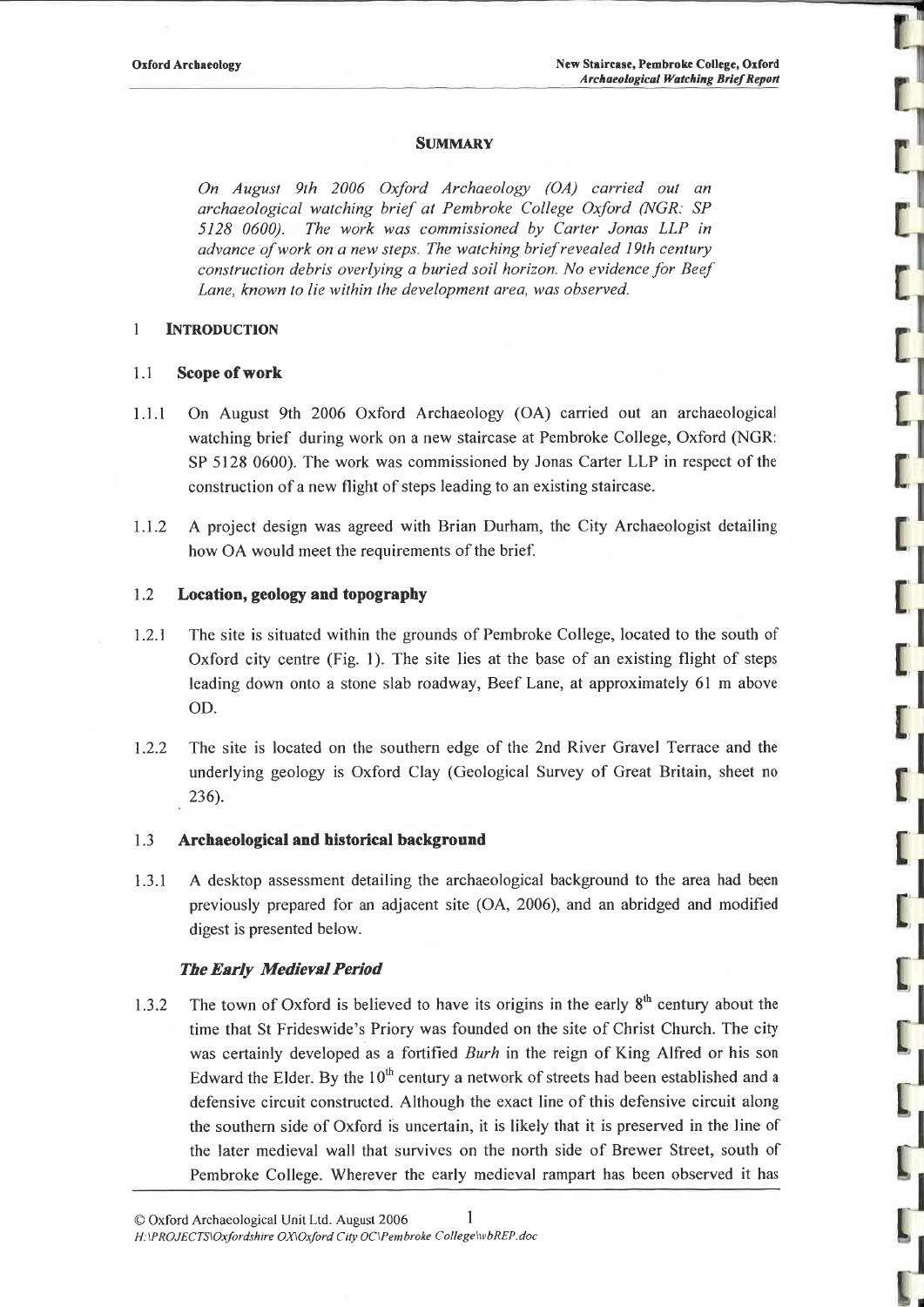## SUMMARY

*On August 9th 2006 Oxford Archaeology (OA) carried out an archaeological watching brief at Pembroke College Oxford (NGR: SP 5128 0600). The work was commissioned by Carter Jonas LLP in advance of work on a new steps. The watching brief revealed 19th century construction debris overlying a buried soil horizon. No evidence for Beef Lane, known to lie within the development area, was observed.*

# 1 INTRODUCTION

## 1.1 Scope of work

1.1.1 On August 9th 2006 Oxford Archaeology (OA) carried out an archaeological watching brief during work on a new staircase at Pembroke College, Oxford (NGR: SP 5128 0600). The work was commissioned by Jonas Carter LLP in respect of the construction of a new flight of steps leading to an existing staircase.

1.1.2 A project design was agreed with Brian Durham, the City Archaeologist detailing how OA would meet the requirements of the brief.

## 1.2 Location, geology and topography

1.2.1 The site is situated within the grounds of Pembroke College, located to the south of Oxford city centre (Fig. 1). The site lies at the base of an existing flight of steps leading down onto a stone slab roadway, Beef Lane, at approximately 61 m above OD.

1.2.2 The site is located on the southern edge of the 2nd River Gravel Terrace and the underlying geology is Oxford Clay (Geological Survey of Great Britain, sheet no 236).

## 1.3 Archaeological and historical background

1.3.1 A desktop assessment detailing the archaeological background to the area had been previously prepared for an adjacent site (OA, 2006), and an abridged and modified digest is presented below.

### *The Early Medieval Period*

1.3.2 The town of Oxford is believed to have its origins in the early 8$^{th}$ century about the time that St Frideswide's Priory was founded on the site of Christ Church. The city was certainly developed as a fortified *Burh* in the reign of King Alfred or his son Edward the Elder. By the 10$^{th}$ century a network of streets had been established and a defensive circuit constructed. Although the exact line of this defensive circuit along the southern side of Oxford is uncertain, it is likely that it is preserved in the line of the later medieval wall that survives on the north side of Brewer Street, south of Pembroke College. Wherever the early medieval rampart has been observed it has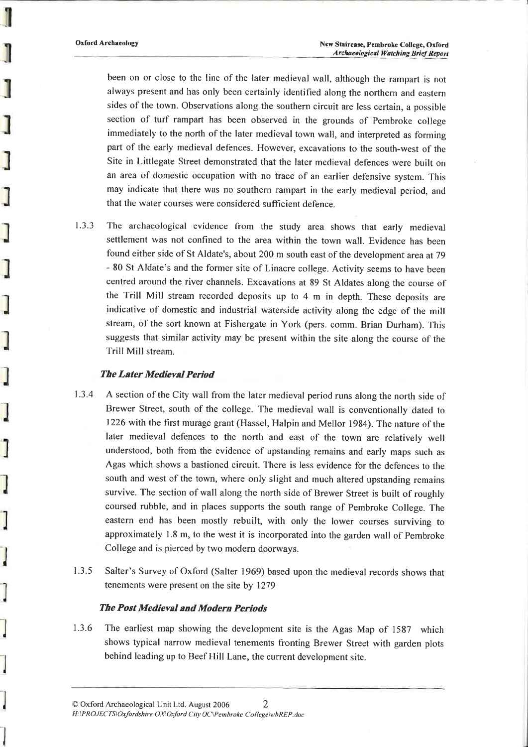been on or close to the line of the later medieval wall, although the rampart is not always present and has only been certainly identified along the northern and eastern sides of the town. Observations along the southern circuit are less certain, a possible section of turf rampart has been observed in the grounds of Pembroke college immediately to the north of the later medieval town wall, and interpreted as forming part of the early medieval defences. However, excavations to the south-west of the Site in Littlegate Street demonstrated that the later medieval defences were built on an area of domestic occupation with no trace of an earlier defensive system. This may indicate that there was no southern rampart in the early medieval period, and that the water courses were considered sufficient defence.

1.3.3 The archaeological evidence from the study area shows that early medieval settlement was not confined to the area within the town wall. Evidence has been found either side of St Aldate's, about 200 m south east of the development area at 79 - 80 St Aldate's and the former site of Linacre college. Activity seems to have been centred around the river channels. Excavations at 89 St Aldates along the course of the Trill Mill stream recorded deposits up to 4 m in depth. These deposits are indicative of domestic and industrial waterside activity along the edge of the mill stream, of the sort known at Fishergate in York (pers. comm. Brian Durham). This suggests that similar activity may be present within the site along the course of the Trill Mill stream.

### *The Later Medieval Period*

1.3.4 A section of the City wall from the later medieval period runs along the north side of Brewer Street, south of the college. The medieval wall is conventionally dated to 1226 with the first murage grant (Hassel, Halpin and Mellor 1984). The nature of the later medieval defences to the north and east of the town are relatively well understood, both from the evidence of upstanding remains and early maps such as Agas which shows a bastioned circuit. There is less evidence for the defences to the south and west of the town, where only slight and much altered upstanding remains survive. The section of wall along the north side of Brewer Street is built of roughly coursed rubble, and in places supports the south range of Pembroke College. The eastern end has been mostly rebuilt, with only the lower courses surviving to approximately 1.8 m, to the west it is incorporated into the garden wall of Pembroke College and is pierced by two modern doorways.

1.3.5 Salter's Survey of Oxford (Salter 1969) based upon the medieval records shows that tenements were present on the site by 1279

### *The Post Medieval and Modern Periods*

1.3.6 The earliest map showing the development site is the Agas Map of 1587 which shows typical narrow medieval tenements fronting Brewer Street with garden plots behind leading up to Beef Hill Lane, the current development site.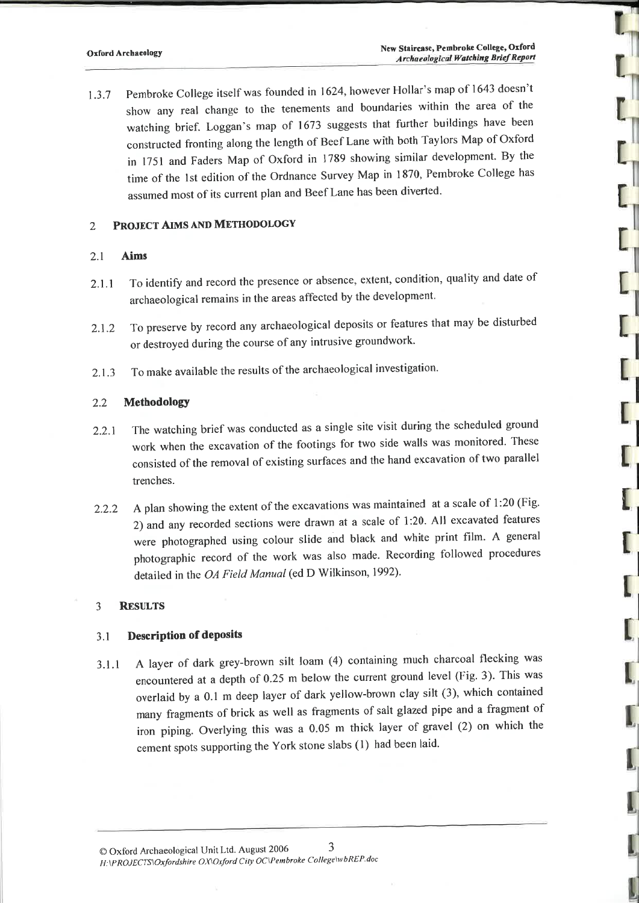1.3.7 Pembroke College itself was founded in 1624, however Hollar's map of 1643 doesn't show any real change to the tenements and boundaries within the area of the watching brief. Loggan's map of 1673 suggests that further buildings have been constructed fronting along the length of Beef Lane with both Taylors Map of Oxford in 1751 and Faders Map of Oxford in 1789 showing similar development. By the time of the 1st edition of the Ordnance Survey Map in 1870, Pembroke College has assumed most of its current plan and Beef Lane has been diverted.

## 2 PROJECT AIMS AND METHODOLOGY

### 2.1 Aims

2.1.1 To identify and record the presence or absence, extent, condition, quality and date of archaeological remains in the areas affected by the development.

2.1.2 To preserve by record any archaeological deposits or features that may be disturbed or destroyed during the course of any intrusive groundwork.

2.1.3 To make available the results of the archaeological investigation.

### 2.2 Methodology

2.2.1 The watching brief was conducted as a single site visit during the scheduled ground work when the excavation of the footings for two side walls was monitored. These consisted of the removal of existing surfaces and the hand excavation of two parallel trenches.

2.2.2 A plan showing the extent of the excavations was maintained at a scale of 1:20 (Fig. 2) and any recorded sections were drawn at a scale of 1:20. All excavated features were photographed using colour slide and black and white print film. A general photographic record of the work was also made. Recording followed procedures detailed in the *OA Field Manual* (ed D Wilkinson, 1992).

## 3 RESULTS

### 3.1 Description of deposits

3.1.1 A layer of dark grey-brown silt loam (4) containing much charcoal flecking was encountered at a depth of 0.25 m below the current ground level (Fig. 3). This was overlaid by a 0.1 m deep layer of dark yellow-brown clay silt (3), which contained many fragments of brick as well as fragments of salt glazed pipe and a fragment of iron piping. Overlying this was a 0.05 m thick layer of gravel (2) on which the cement spots supporting the York stone slabs (1) had been laid.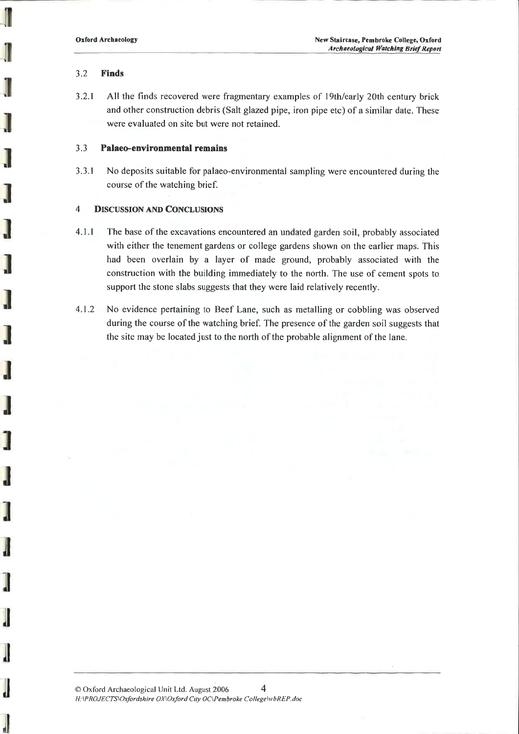### 3.2 Finds

3.2.1 All the finds recovered were fragmentary examples of 19th/early 20th century brick and other construction debris (Salt glazed pipe, iron pipe etc) of a similar date. These were evaluated on site but were not retained.

### 3.3 Palaeo-environmental remains

3.3.1 No deposits suitable for palaeo-environmental sampling were encountered during the course of the watching brief.

## 4 Discussion and Conclusions

4.1.1 The base of the excavations encountered an undated garden soil, probably associated with either the tenement gardens or college gardens shown on the earlier maps. This had been overlain by a layer of made ground, probably associated with the construction with the building immediately to the north. The use of cement spots to support the stone slabs suggests that they were laid relatively recently.

4.1.2 No evidence pertaining to Beef Lane, such as metalling or cobbling was observed during the course of the watching brief. The presence of the garden soil suggests that the site may be located just to the north of the probable alignment of the lane.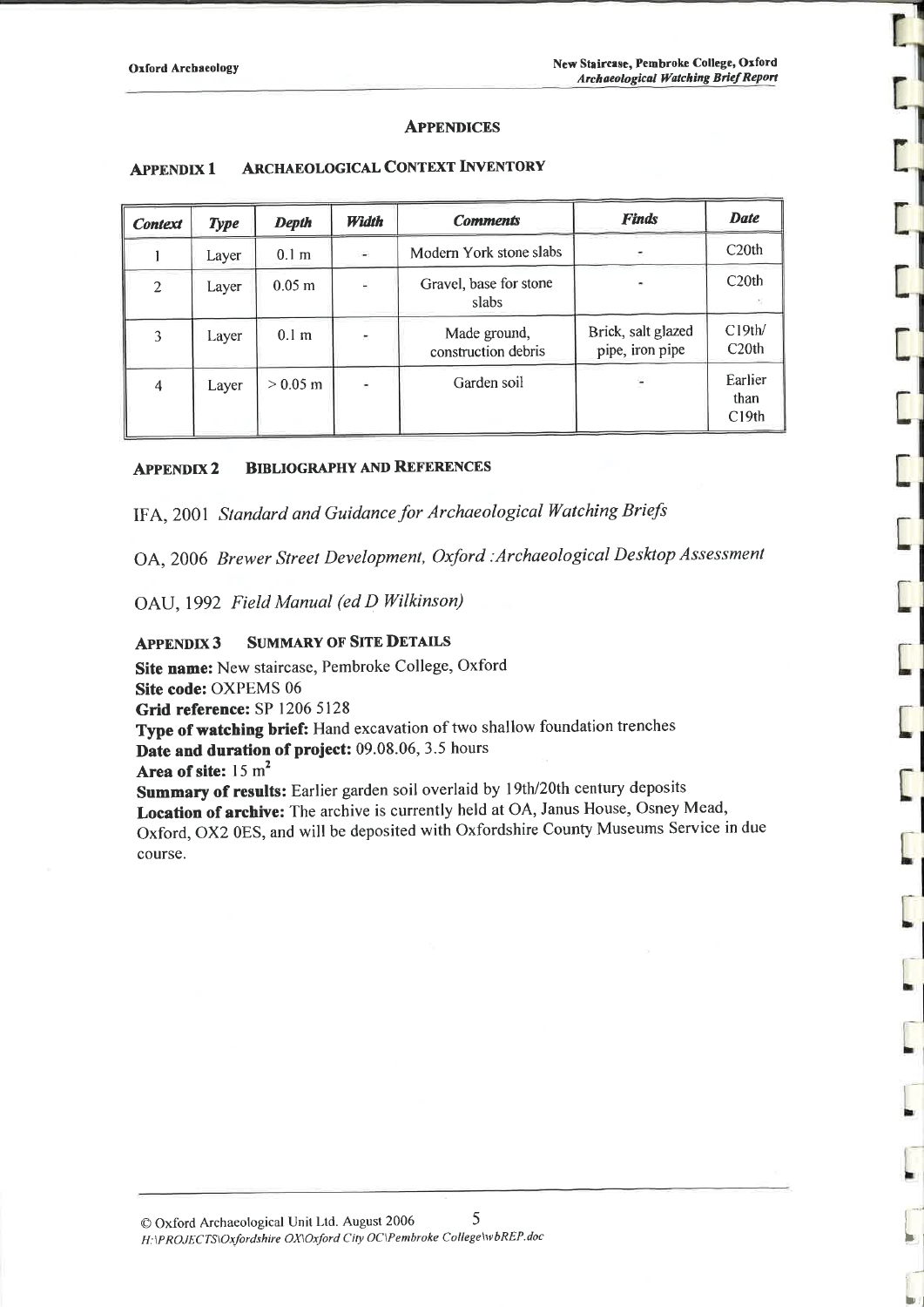## APPENDICES

### APPENDIX 1 ARCHAEOLOGICAL CONTEXT INVENTORY

| *Context* | *Type* | *Depth* | *Width* | *Comments* | *Finds* | *Date* |
|---|---|---|---|---|---|---|
| 1 | Layer | 0.1 m | - | Modern York stone slabs | - | C20th |
| 2 | Layer | 0.05 m | - | Gravel, base for stone slabs | - | C20th |
| 3 | Layer | 0.1 m | - | Made ground, construction debris | Brick, salt glazed pipe, iron pipe | C19th/ C20th |
| 4 | Layer | > 0.05 m | - | Garden soil | - | Earlier than C19th |

### APPENDIX 2 BIBLIOGRAPHY AND REFERENCES

IFA, 2001 *Standard and Guidance for Archaeological Watching Briefs*

OA, 2006 *Brewer Street Development, Oxford :Archaeological Desktop Assessment*

OAU, 1992 *Field Manual (ed D Wilkinson)*

### APPENDIX 3 SUMMARY OF SITE DETAILS

**Site name:** New staircase, Pembroke College, Oxford
**Site code:** OXPEMS 06
**Grid reference:** SP 1206 5128
**Type of watching brief:** Hand excavation of two shallow foundation trenches
**Date and duration of project:** 09.08.06, 3.5 hours
**Area of site:** 15 m$^2$
**Summary of results:** Earlier garden soil overlaid by 19th/20th century deposits
**Location of archive:** The archive is currently held at OA, Janus House, Osney Mead, Oxford, OX2 0ES, and will be deposited with Oxfordshire County Museums Service in due course.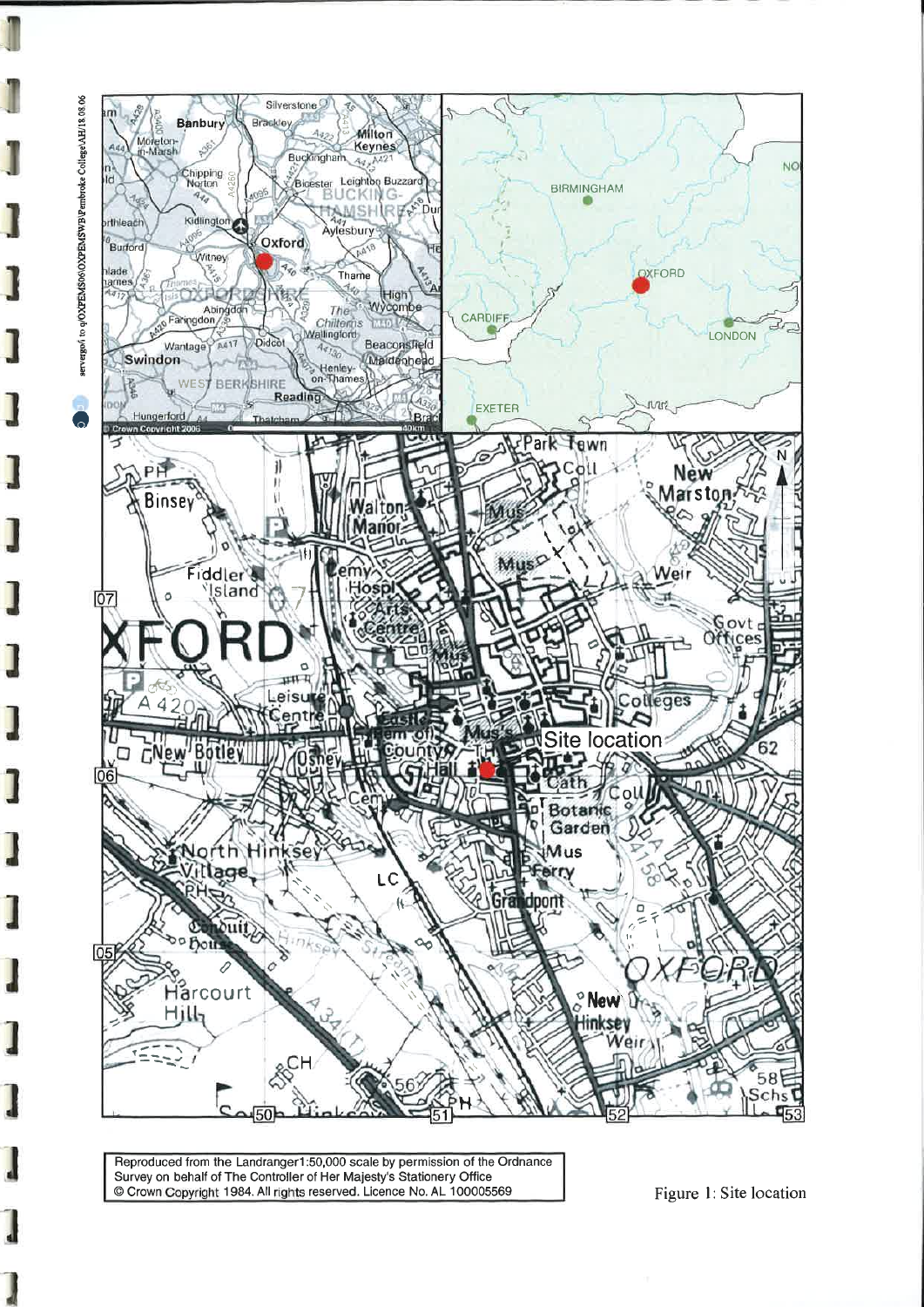Reproduced from the Landranger1:50,000 scale by permission of the Ordnance Survey on behalf of The Controller of Her Majesty's Stationery Office
© Crown Copyright 1984. All rights reserved. Licence No. AL 100005569

Figure 1: Site location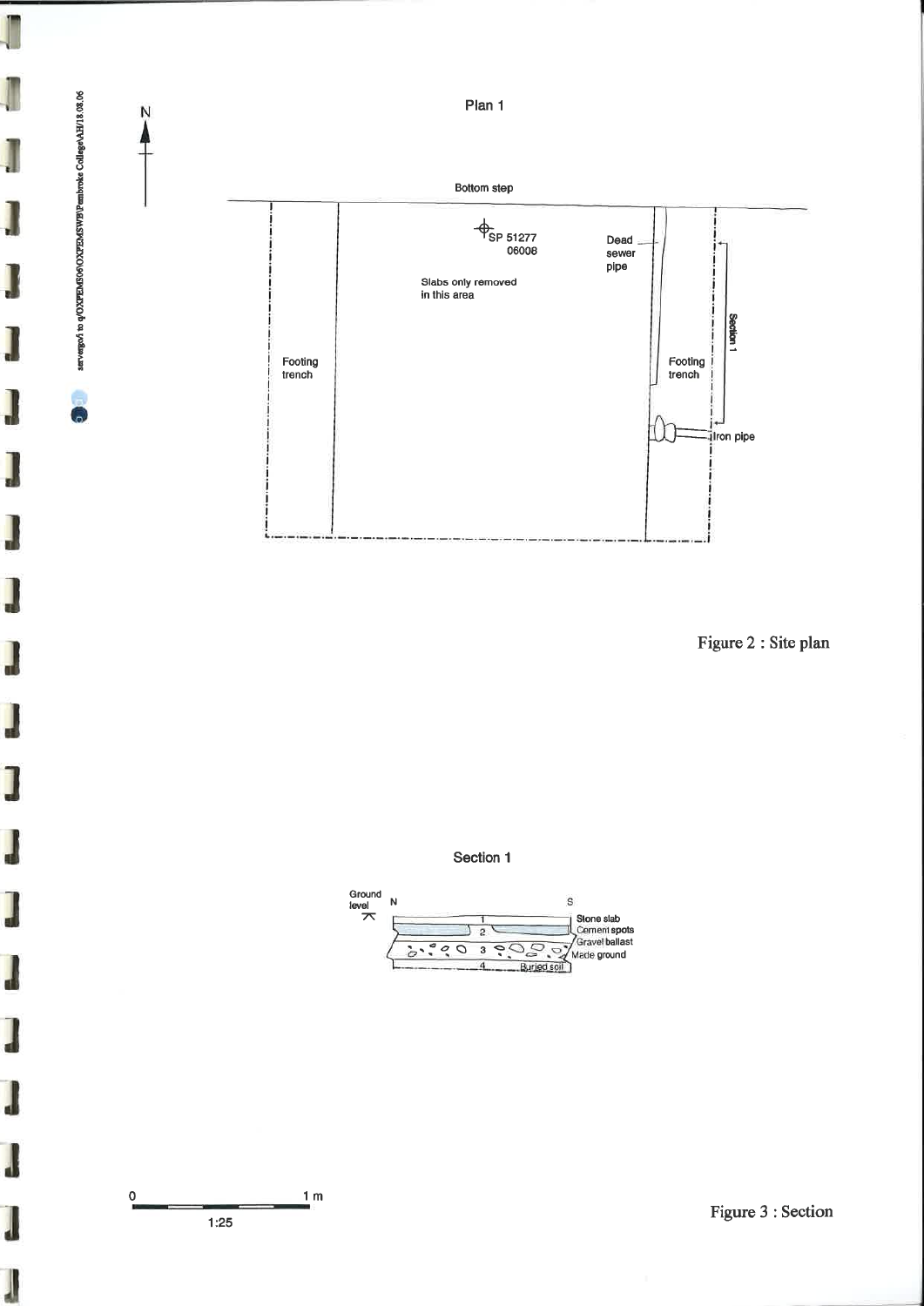Plan 1

Bottom step

SP 51277
06008

Slabs only removed in this area

Dead sewer pipe

Footing trench

Footing trench

Section 1

Iron pipe

Figure 2 : Site plan

Section 1

Ground level

N

S

1 Stone slab

2 Cement spots

3 Gravel ballast

Made ground

4 Buried soil

0 1 m

1:25

Figure 3 : Section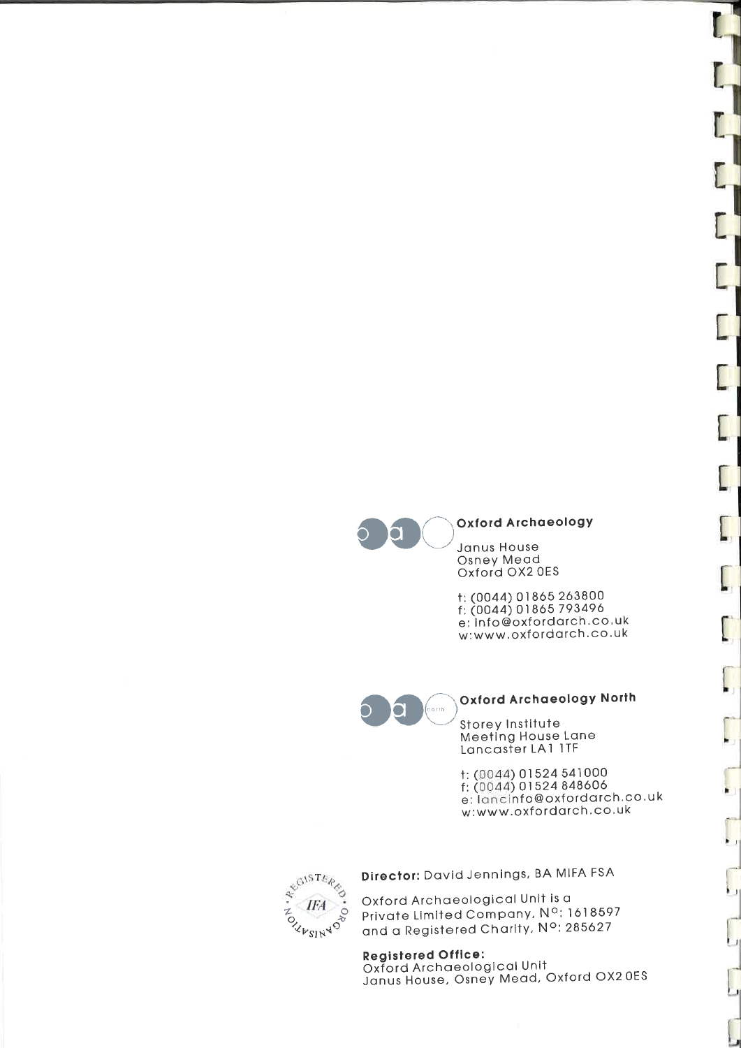**Oxford Archaeology**

Janus House
Osney Mead
Oxford OX2 0ES

t: (0044) 01865 263800
f: (0044) 01865 793496
e: info@oxfordarch.co.uk
w:www.oxfordarch.co.uk

**Oxford Archaeology North**

Storey Institute
Meeting House Lane
Lancaster LA1 1TF

t: (0044) 01524 541000
f: (0044) 01524 848606
e: lancinfo@oxfordarch.co.uk
w:www.oxfordarch.co.uk

REGISTERED • ORGANISATION • IFA

**Director:** David Jennings, BA MIFA FSA

Oxford Archaeological Unit is a Private Limited Company, N$^{o}$: 1618597 and a Registered Charity, N$^{o}$: 285627

**Registered Office:**
Oxford Archaeological Unit
Janus House, Osney Mead, Oxford OX2 0ES